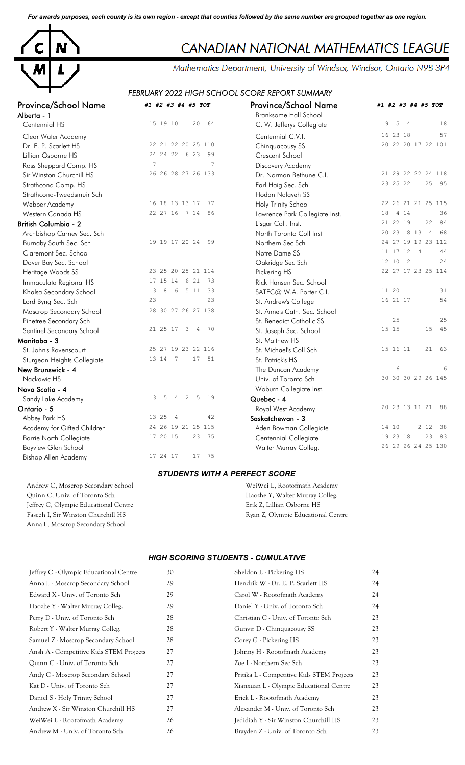*For awards purposes, each county is its own region - except that counties followed by the same number are grouped together as one region.*

# CANADIAN NATIONAL MATHEMATICS LEAGUE

Mathematics Department, University of Windsor, Windsor, Ontario N9B 3P4

## *FEBRUARY 2022 HIGH SCHOOL SCORE REPORT SUMMARY*

| Province/School Name | #1 | #2 | #3 | #4 | #5 | TOT |
|---|---|---|---|---|---|---|
| **Alberta - 1** | | | | | | |
| Centennial HS | 15 | 19 | 10 | | 20 | 64 |
| Clear Water Academy | | | | | | |
| Dr. E. P. Scarlett HS | 22 | 21 | 22 | 20 | 25 | 110 |
| Lillian Osborne HS | 24 | 24 | 22 | 6 | 23 | 99 |
| Ross Sheppard Comp. HS | 7 | | | | | 7 |
| Sir Winston Churchill HS | 26 | 26 | 28 | 27 | 26 | 133 |
| Strathcona Comp. HS | | | | | | |
| Strathcona-Tweedsmuir Sch | | | | | | |
| Webber Academy | 16 | 18 | 13 | 13 | 17 | 77 |
| Western Canada HS | 22 | 27 | 16 | 7 | 14 | 86 |
| **British Columbia - 2** | | | | | | |
| Archbishop Carney Sec. Sch | | | | | | |
| Burnaby South Sec. Sch | 19 | 19 | 17 | 20 | 24 | 99 |
| Claremont Sec. School | | | | | | |
| Dover Bay Sec. School | | | | | | |
| Heritage Woods SS | 23 | 25 | 20 | 25 | 21 | 114 |
| Immaculata Regional HS | 17 | 15 | 14 | 6 | 21 | 73 |
| Khalsa Secondary School | 3 | 8 | 6 | 5 | 11 | 33 |
| Lord Byng Sec. Sch | 23 | | | | | 23 |
| Moscrop Secondary School | 28 | 30 | 27 | 26 | 27 | 138 |
| Pinetree Secondary Sch | | | | | | |
| Sentinel Secondary School | 21 | 25 | 17 | 3 | 4 | 70 |
| **Manitoba - 3** | | | | | | |
| St. John's Ravenscourt | 25 | 27 | 19 | 23 | 22 | 116 |
| Sturgeon Heights Collegiate | 13 | 14 | 7 | | 17 | 51 |
| **New Brunswick - 4** | | | | | | |
| Nackawic HS | | | | | | |
| **Nova Scotia - 4** | | | | | | |
| Sandy Lake Academy | 3 | 5 | 4 | 2 | 5 | 19 |
| **Ontario - 5** | | | | | | |
| Abbey Park HS | 13 | 25 | 4 | | | 42 |
| Academy for Gifted Children | 24 | 26 | 19 | 21 | 25 | 115 |
| Barrie North Collegiate | 17 | 20 | 15 | | 23 | 75 |
| Bayview Glen School | | | | | | |
| Bishop Allen Academy | 17 | 24 | 17 | | 17 | 75 |
| Branksome Hall School | | | | | | |
| C. W. Jefferys Collegiate | 9 | 5 | 4 | | | 18 |
| Centennial C.V.I. | 16 | 23 | 18 | | | 57 |
| Chinguacousy SS | 20 | 22 | 20 | 17 | 22 | 101 |
| Crescent School | | | | | | |
| Discovery Academy | | | | | | |
| Dr. Norman Bethune C.I. | 21 | 29 | 22 | 22 | 24 | 118 |
| Earl Haig Sec. Sch | 23 | 25 | 22 | | 25 | 95 |
| Hodan Nalayeh SS | | | | | | |
| Holy Trinity School | 22 | 26 | 21 | 21 | 25 | 115 |
| Lawrence Park Collegiate Inst. | 18 | 4 | 14 | | | 36 |
| Lisgar Coll. Inst. | 21 | 22 | 19 | | 22 | 84 |
| North Toronto Coll Inst | 20 | 23 | 8 | 13 | 4 | 68 |
| Northern Sec Sch | 24 | 27 | 19 | 19 | 23 | 112 |
| Notre Dame SS | 11 | 17 | 12 | 4 | | 44 |
| Oakridge Sec Sch | 12 | 10 | 2 | | | 24 |
| Pickering HS | 22 | 27 | 17 | 23 | 25 | 114 |
| Rick Hansen Sec. School | | | | | | |
| SATEC@ W.A. Porter C.I. | 11 | 20 | | | | 31 |
| St. Andrew's College | 16 | 21 | 17 | | | 54 |
| St. Anne's Cath. Sec. School | | | | | | |
| St. Benedict Catholic SS | | 25 | | | | 25 |
| St. Joseph Sec. School | 15 | 15 | | | 15 | 45 |
| St. Matthew HS | | | | | | |
| St. Michael's Coll Sch | 15 | 16 | 11 | | 21 | 63 |
| St. Patrick's HS | | | | | | |
| The Duncan Academy | | 6 | | | | 6 |
| Univ. of Toronto Sch | 30 | 30 | 30 | 29 | 26 | 145 |
| Woburn Collegiate Inst. | | | | | | |
| **Quebec - 4** | | | | | | |
| Royal West Academy | 20 | 23 | 13 | 11 | 21 | 88 |
| **Saskatchewan - 3** | | | | | | |
| Aden Bowman Collegiate | 14 | 10 | | 2 | 12 | 38 |
| Centennial Collegiate | 19 | 23 | 18 | | 23 | 83 |
| Walter Murray Colleg. | 26 | 29 | 26 | 24 | 25 | 130 |

### *STUDENTS WITH A PERFECT SCORE*

Andrew C, Moscrop Secondary School
Quinn C, Univ. of Toronto Sch
Jeffrey C, Olympic Educational Centre
Faseeh I, Sir Winston Churchill HS
Anna L, Moscrop Secondary School
WeiWei L, Rootofmath Academy
Haozhe Y, Walter Murray Colleg.
Erik Z, Lillian Osborne HS
Ryan Z, Olympic Educational Centre

### *HIGH SCORING STUDENTS - CUMULATIVE*

| Student | Score |
|---|---|
| Jeffrey C - Olympic Educational Centre | 30 |
| Anna L - Moscrop Secondary School | 29 |
| Edward X - Univ. of Toronto Sch | 29 |
| Haozhe Y - Walter Murray Colleg. | 29 |
| Perry D - Univ. of Toronto Sch | 28 |
| Robert Y - Walter Murray Colleg. | 28 |
| Samuel Z - Moscrop Secondary School | 28 |
| Ansh A - Competitive Kids STEM Projects | 27 |
| Quinn C - Univ. of Toronto Sch | 27 |
| Andy C - Moscrop Secondary School | 27 |
| Kat D - Univ. of Toronto Sch | 27 |
| Daniel S - Holy Trinity School | 27 |
| Andrew X - Sir Winston Churchill HS | 27 |
| WeiWei L - Rootofmath Academy | 26 |
| Andrew M - Univ. of Toronto Sch | 26 |
| Sheldon L - Pickering HS | 24 |
| Hendrik W - Dr. E. P. Scarlett HS | 24 |
| Carol W - Rootofmath Academy | 24 |
| Daniel Y - Univ. of Toronto Sch | 24 |
| Christian C - Univ. of Toronto Sch | 23 |
| Gunvir D - Chinguacousy SS | 23 |
| Corey G - Pickering HS | 23 |
| Johnny H - Rootofmath Academy | 23 |
| Zoe I - Northern Sec Sch | 23 |
| Pritika L - Competitive Kids STEM Projects | 23 |
| Xianxuan L - Olympic Educational Centre | 23 |
| Erick L - Rootofmath Academy | 23 |
| Alexander M - Univ. of Toronto Sch | 23 |
| Jedidiah Y - Sir Winston Churchill HS | 23 |
| Brayden Z - Univ. of Toronto Sch | 23 |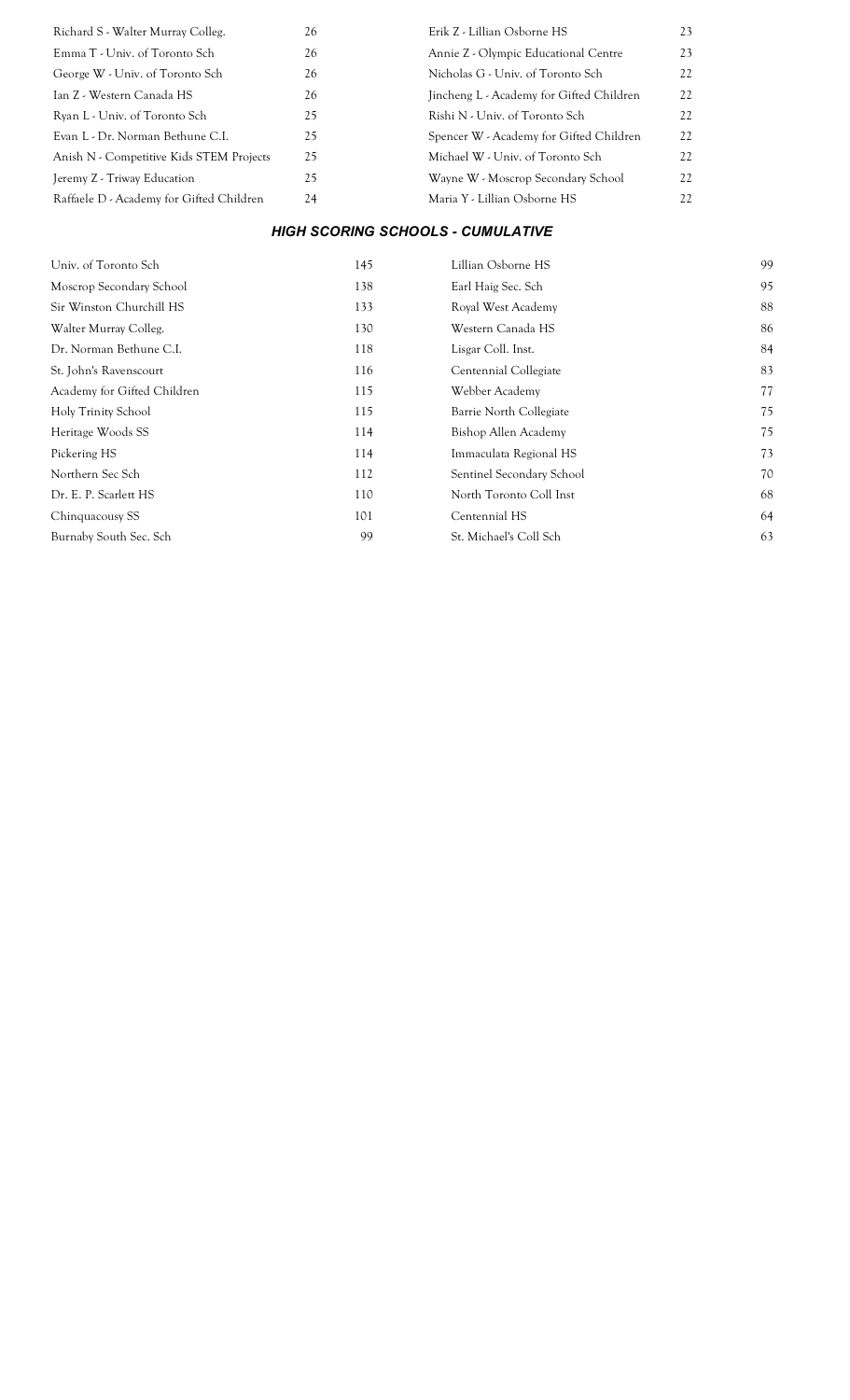| | | | |
|---|---|---|---|
| Richard S - Walter Murray Colleg. | 26 | Erik Z - Lillian Osborne HS | 23 |
| Emma T - Univ. of Toronto Sch | 26 | Annie Z - Olympic Educational Centre | 23 |
| George W - Univ. of Toronto Sch | 26 | Nicholas G - Univ. of Toronto Sch | 22 |
| Ian Z - Western Canada HS | 26 | Jincheng L - Academy for Gifted Children | 22 |
| Ryan L - Univ. of Toronto Sch | 25 | Rishi N - Univ. of Toronto Sch | 22 |
| Evan L - Dr. Norman Bethune C.I. | 25 | Spencer W - Academy for Gifted Children | 22 |
| Anish N - Competitive Kids STEM Projects | 25 | Michael W - Univ. of Toronto Sch | 22 |
| Jeremy Z - Triway Education | 25 | Wayne W - Moscrop Secondary School | 22 |
| Raffaele D - Academy for Gifted Children | 24 | Maria Y - Lillian Osborne HS | 22 |

## *HIGH SCORING SCHOOLS - CUMULATIVE*

| | | | |
|---|---|---|---|
| Univ. of Toronto Sch | 145 | Lillian Osborne HS | 99 |
| Moscrop Secondary School | 138 | Earl Haig Sec. Sch | 95 |
| Sir Winston Churchill HS | 133 | Royal West Academy | 88 |
| Walter Murray Colleg. | 130 | Western Canada HS | 86 |
| Dr. Norman Bethune C.I. | 118 | Lisgar Coll. Inst. | 84 |
| St. John's Ravenscourt | 116 | Centennial Collegiate | 83 |
| Academy for Gifted Children | 115 | Webber Academy | 77 |
| Holy Trinity School | 115 | Barrie North Collegiate | 75 |
| Heritage Woods SS | 114 | Bishop Allen Academy | 75 |
| Pickering HS | 114 | Immaculata Regional HS | 73 |
| Northern Sec Sch | 112 | Sentinel Secondary School | 70 |
| Dr. E. P. Scarlett HS | 110 | North Toronto Coll Inst | 68 |
| Chinquacousy SS | 101 | Centennial HS | 64 |
| Burnaby South Sec. Sch | 99 | St. Michael's Coll Sch | 63 |